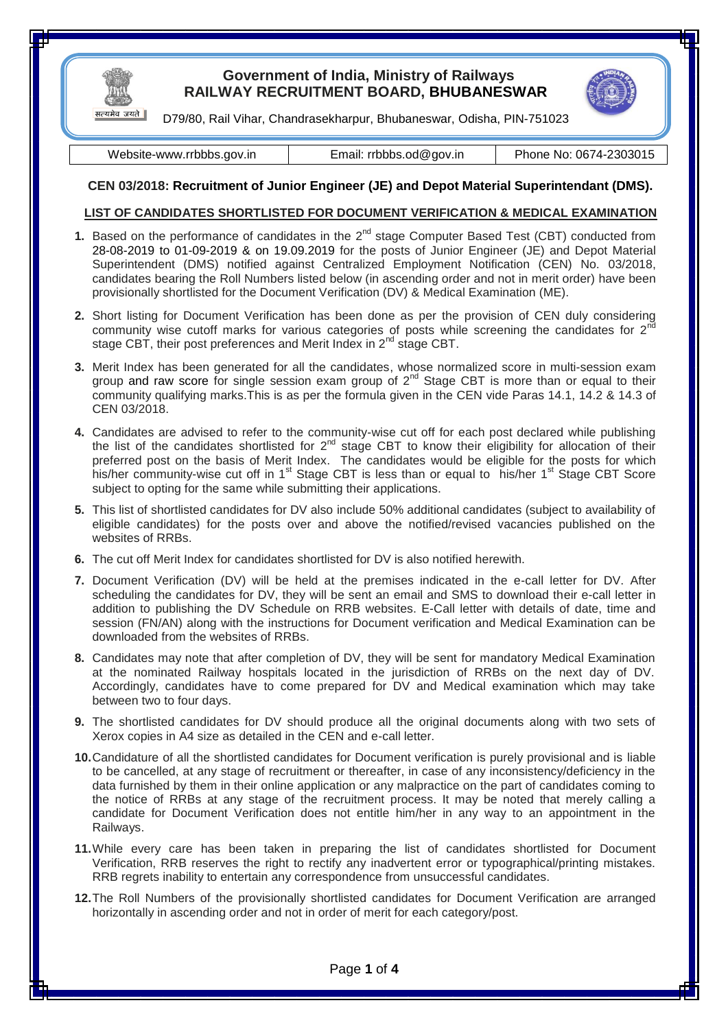# Government of India, Ministry of Railways
# RAILWAY RECRUITMENT BOARD, BHUBANESWAR

सत्यमेव जयते

D79/80, Rail Vihar, Chandrasekharpur, Bhubaneswar, Odisha, PIN-751023

| Website-www.rrbbbs.gov.in | Email: rrbbbs.od@gov.in | Phone No: 0674-2303015 |
|---|---|---|

## CEN 03/2018: Recruitment of Junior Engineer (JE) and Depot Material Superintendant (DMS).

### LIST OF CANDIDATES SHORTLISTED FOR DOCUMENT VERIFICATION & MEDICAL EXAMINATION

1. Based on the performance of candidates in the 2nd stage Computer Based Test (CBT) conducted from 28-08-2019 to 01-09-2019 & on 19.09.2019 for the posts of Junior Engineer (JE) and Depot Material Superintendent (DMS) notified against Centralized Employment Notification (CEN) No. 03/2018, candidates bearing the Roll Numbers listed below (in ascending order and not in merit order) have been provisionally shortlisted for the Document Verification (DV) & Medical Examination (ME).

2. Short listing for Document Verification has been done as per the provision of CEN duly considering community wise cutoff marks for various categories of posts while screening the candidates for 2nd stage CBT, their post preferences and Merit Index in 2nd stage CBT.

3. Merit Index has been generated for all the candidates, whose normalized score in multi-session exam group and raw score for single session exam group of 2nd Stage CBT is more than or equal to their community qualifying marks.This is as per the formula given in the CEN vide Paras 14.1, 14.2 & 14.3 of CEN 03/2018.

4. Candidates are advised to refer to the community-wise cut off for each post declared while publishing the list of the candidates shortlisted for 2nd stage CBT to know their eligibility for allocation of their preferred post on the basis of Merit Index. The candidates would be eligible for the posts for which his/her community-wise cut off in 1st Stage CBT is less than or equal to his/her 1st Stage CBT Score subject to opting for the same while submitting their applications.

5. This list of shortlisted candidates for DV also include 50% additional candidates (subject to availability of eligible candidates) for the posts over and above the notified/revised vacancies published on the websites of RRBs.

6. The cut off Merit Index for candidates shortlisted for DV is also notified herewith.

7. Document Verification (DV) will be held at the premises indicated in the e-call letter for DV. After scheduling the candidates for DV, they will be sent an email and SMS to download their e-call letter in addition to publishing the DV Schedule on RRB websites. E-Call letter with details of date, time and session (FN/AN) along with the instructions for Document verification and Medical Examination can be downloaded from the websites of RRBs.

8. Candidates may note that after completion of DV, they will be sent for mandatory Medical Examination at the nominated Railway hospitals located in the jurisdiction of RRBs on the next day of DV. Accordingly, candidates have to come prepared for DV and Medical examination which may take between two to four days.

9. The shortlisted candidates for DV should produce all the original documents along with two sets of Xerox copies in A4 size as detailed in the CEN and e-call letter.

10. Candidature of all the shortlisted candidates for Document verification is purely provisional and is liable to be cancelled, at any stage of recruitment or thereafter, in case of any inconsistency/deficiency in the data furnished by them in their online application or any malpractice on the part of candidates coming to the notice of RRBs at any stage of the recruitment process. It may be noted that merely calling a candidate for Document Verification does not entitle him/her in any way to an appointment in the Railways.

11. While every care has been taken in preparing the list of candidates shortlisted for Document Verification, RRB reserves the right to rectify any inadvertent error or typographical/printing mistakes. RRB regrets inability to entertain any correspondence from unsuccessful candidates.

12. The Roll Numbers of the provisionally shortlisted candidates for Document Verification are arranged horizontally in ascending order and not in order of merit for each category/post.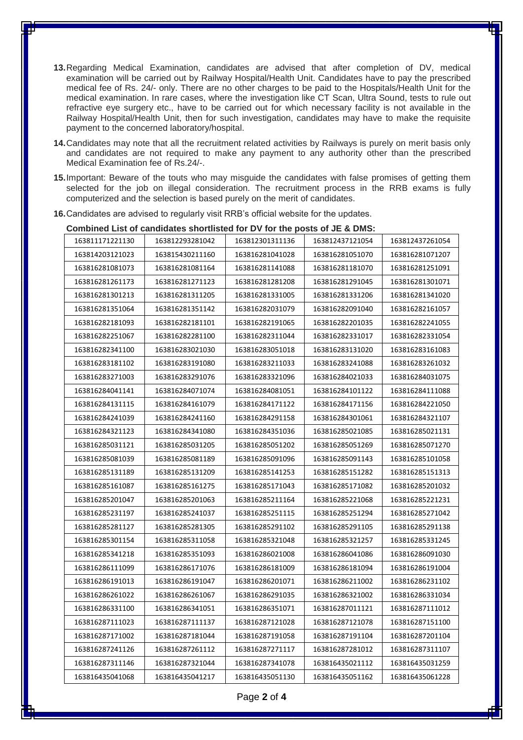13. Regarding Medical Examination, candidates are advised that after completion of DV, medical examination will be carried out by Railway Hospital/Health Unit. Candidates have to pay the prescribed medical fee of Rs. 24/- only. There are no other charges to be paid to the Hospitals/Health Unit for the medical examination. In rare cases, where the investigation like CT Scan, Ultra Sound, tests to rule out refractive eye surgery etc., have to be carried out for which necessary facility is not available in the Railway Hospital/Health Unit, then for such investigation, candidates may have to make the requisite payment to the concerned laboratory/hospital.

14. Candidates may note that all the recruitment related activities by Railways is purely on merit basis only and candidates are not required to make any payment to any authority other than the prescribed Medical Examination fee of Rs.24/-.

15. Important: Beware of the touts who may misguide the candidates with false promises of getting them selected for the job on illegal consideration. The recruitment process in the RRB exams is fully computerized and the selection is based purely on the merit of candidates.

16. Candidates are advised to regularly visit RRB's official website for the updates.

**Combined List of candidates shortlisted for DV for the posts of JE & DMS:**

| | | | | |
|---|---|---|---|---|
| 163811171221130 | 163812293281042 | 163812301311136 | 163812437121054 | 163812437261054 |
| 163814203121023 | 163815430211160 | 163816281041028 | 163816281051070 | 163816281071207 |
| 163816281081073 | 163816281081164 | 163816281141088 | 163816281181070 | 163816281251091 |
| 163816281261173 | 163816281271123 | 163816281281208 | 163816281291045 | 163816281301071 |
| 163816281301213 | 163816281311205 | 163816281331005 | 163816281331206 | 163816281341020 |
| 163816281351064 | 163816281351142 | 163816282031079 | 163816282091040 | 163816282161057 |
| 163816282181093 | 163816282181101 | 163816282191065 | 163816282201035 | 163816282241055 |
| 163816282251067 | 163816282281100 | 163816282311044 | 163816282331017 | 163816282331054 |
| 163816282341100 | 163816283021030 | 163816283051018 | 163816283131020 | 163816283161083 |
| 163816283181102 | 163816283191080 | 163816283211033 | 163816283241088 | 163816283261032 |
| 163816283271003 | 163816283291076 | 163816283321096 | 163816284021033 | 163816284031075 |
| 163816284041141 | 163816284071074 | 163816284081051 | 163816284101122 | 163816284111088 |
| 163816284131115 | 163816284161079 | 163816284171122 | 163816284171156 | 163816284221050 |
| 163816284241039 | 163816284241160 | 163816284291158 | 163816284301061 | 163816284321107 |
| 163816284321123 | 163816284341080 | 163816284351036 | 163816285021085 | 163816285021131 |
| 163816285031121 | 163816285031205 | 163816285051202 | 163816285051269 | 163816285071270 |
| 163816285081039 | 163816285081189 | 163816285091096 | 163816285091143 | 163816285101058 |
| 163816285131189 | 163816285131209 | 163816285141253 | 163816285151282 | 163816285151313 |
| 163816285161087 | 163816285161275 | 163816285171043 | 163816285171082 | 163816285201032 |
| 163816285201047 | 163816285201063 | 163816285211164 | 163816285221068 | 163816285221231 |
| 163816285231197 | 163816285241037 | 163816285251115 | 163816285251294 | 163816285271042 |
| 163816285281127 | 163816285281305 | 163816285291102 | 163816285291105 | 163816285291138 |
| 163816285301154 | 163816285311058 | 163816285321048 | 163816285321257 | 163816285331245 |
| 163816285341218 | 163816285351093 | 163816286021008 | 163816286041086 | 163816286091030 |
| 163816286111099 | 163816286171076 | 163816286181009 | 163816286181094 | 163816286191004 |
| 163816286191013 | 163816286191047 | 163816286201071 | 163816286211002 | 163816286231102 |
| 163816286261022 | 163816286261067 | 163816286291035 | 163816286321002 | 163816286331034 |
| 163816286331100 | 163816286341051 | 163816286351071 | 163816287011121 | 163816287111012 |
| 163816287111023 | 163816287111137 | 163816287121028 | 163816287121078 | 163816287151100 |
| 163816287171002 | 163816287181044 | 163816287191058 | 163816287191104 | 163816287201104 |
| 163816287241126 | 163816287261112 | 163816287271117 | 163816287281012 | 163816287311107 |
| 163816287311146 | 163816287321044 | 163816287341078 | 163816435021112 | 163816435031259 |
| 163816435041068 | 163816435041217 | 163816435051130 | 163816435051162 | 163816435061228 |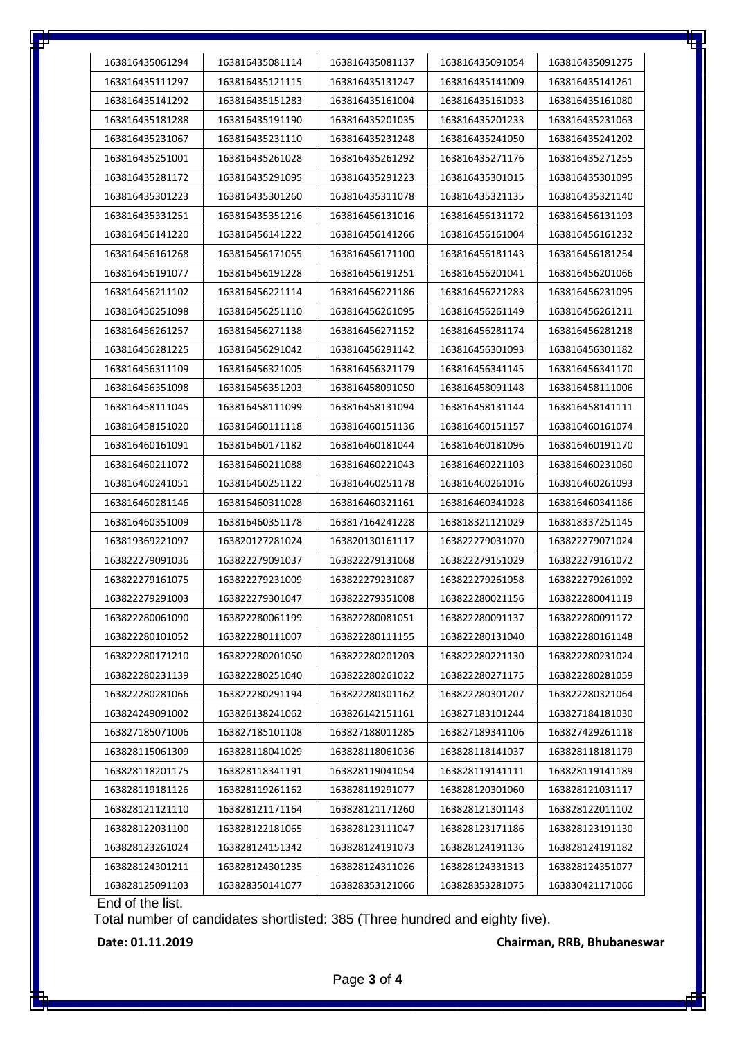| 163816435061294 | 163816435081114 | 163816435081137 | 163816435091054 | 163816435091275 |
|---|---|---|---|---|
| 163816435111297 | 163816435121115 | 163816435131247 | 163816435141009 | 163816435141261 |
| 163816435141292 | 163816435151283 | 163816435161004 | 163816435161033 | 163816435161080 |
| 163816435181288 | 163816435191190 | 163816435201035 | 163816435201233 | 163816435231063 |
| 163816435231067 | 163816435231110 | 163816435231248 | 163816435241050 | 163816435241202 |
| 163816435251001 | 163816435261028 | 163816435261292 | 163816435271176 | 163816435271255 |
| 163816435281172 | 163816435291095 | 163816435291223 | 163816435301015 | 163816435301095 |
| 163816435301223 | 163816435301260 | 163816435311078 | 163816435321135 | 163816435321140 |
| 163816435331251 | 163816435351216 | 163816456131016 | 163816456131172 | 163816456131193 |
| 163816456141220 | 163816456141222 | 163816456141266 | 163816456161004 | 163816456161232 |
| 163816456161268 | 163816456171055 | 163816456171100 | 163816456181143 | 163816456181254 |
| 163816456191077 | 163816456191228 | 163816456191251 | 163816456201041 | 163816456201066 |
| 163816456211102 | 163816456221114 | 163816456221186 | 163816456221283 | 163816456231095 |
| 163816456251098 | 163816456251110 | 163816456261095 | 163816456261149 | 163816456261211 |
| 163816456261257 | 163816456271138 | 163816456271152 | 163816456281174 | 163816456281218 |
| 163816456281225 | 163816456291042 | 163816456291142 | 163816456301093 | 163816456301182 |
| 163816456311109 | 163816456321005 | 163816456321179 | 163816456341145 | 163816456341170 |
| 163816456351098 | 163816456351203 | 163816458091050 | 163816458091148 | 163816458111006 |
| 163816458111045 | 163816458111099 | 163816458131094 | 163816458131144 | 163816458141111 |
| 163816458151020 | 163816460111118 | 163816460151136 | 163816460151157 | 163816460161074 |
| 163816460161091 | 163816460171182 | 163816460181044 | 163816460181096 | 163816460191170 |
| 163816460211072 | 163816460211088 | 163816460221043 | 163816460221103 | 163816460231060 |
| 163816460241051 | 163816460251122 | 163816460251178 | 163816460261016 | 163816460261093 |
| 163816460281146 | 163816460311028 | 163816460321161 | 163816460341028 | 163816460341186 |
| 163816460351009 | 163816460351178 | 163817164241228 | 163818321121029 | 163818337251145 |
| 163819369221097 | 163820127281024 | 163820130161117 | 163822279031070 | 163822279071024 |
| 163822279091036 | 163822279091037 | 163822279131068 | 163822279151029 | 163822279161072 |
| 163822279161075 | 163822279231009 | 163822279231087 | 163822279261058 | 163822279261092 |
| 163822279291003 | 163822279301047 | 163822279351008 | 163822280021156 | 163822280041119 |
| 163822280061090 | 163822280061199 | 163822280081051 | 163822280091137 | 163822280091172 |
| 163822280101052 | 163822280111007 | 163822280111155 | 163822280131040 | 163822280161148 |
| 163822280171210 | 163822280201050 | 163822280201203 | 163822280221130 | 163822280231024 |
| 163822280231139 | 163822280251040 | 163822280261022 | 163822280271175 | 163822280281059 |
| 163822280281066 | 163822280291194 | 163822280301162 | 163822280301207 | 163822280321064 |
| 163824249091002 | 163826138241062 | 163826142151161 | 163827183101244 | 163827184181030 |
| 163827185071006 | 163827185101108 | 163827188011285 | 163827189341106 | 163827429261118 |
| 163828115061309 | 163828118041029 | 163828118061036 | 163828118141037 | 163828118181179 |
| 163828118201175 | 163828118341191 | 163828119041054 | 163828119141111 | 163828119141189 |
| 163828119181126 | 163828119261162 | 163828119291077 | 163828120301060 | 163828121031117 |
| 163828121121110 | 163828121171164 | 163828121171260 | 163828121301143 | 163828122011102 |
| 163828122031100 | 163828122181065 | 163828123111047 | 163828123171186 | 163828123191130 |
| 163828123261024 | 163828124151342 | 163828124191073 | 163828124191136 | 163828124191182 |
| 163828124301211 | 163828124301235 | 163828124311026 | 163828124331313 | 163828124351077 |
| 163828125091103 | 163828350141077 | 163828353121066 | 163828353281075 | 163830421171066 |

End of the list.

Total number of candidates shortlisted: 385 (Three hundred and eighty five).

**Date: 01.11.2019** **Chairman, RRB, Bhubaneswar**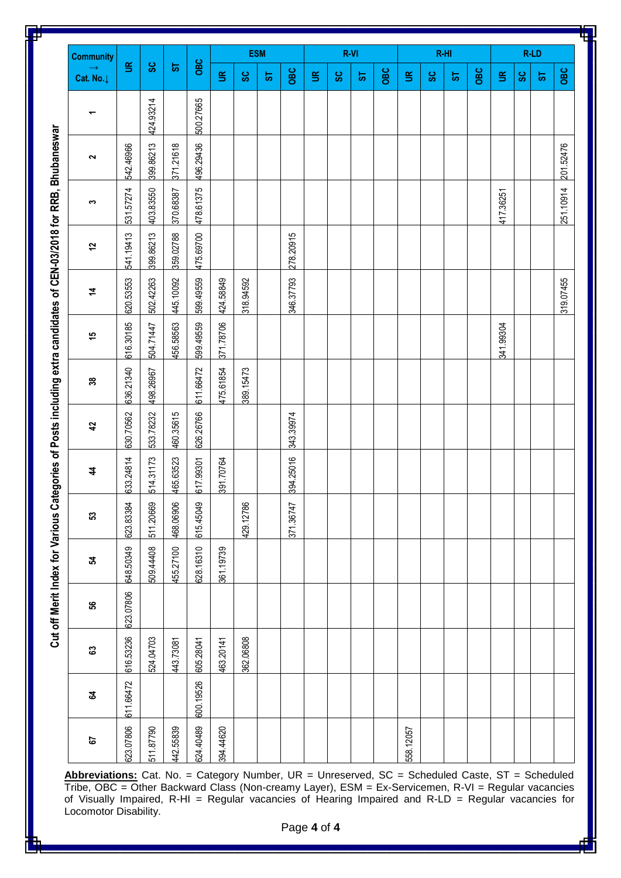## Cut off Merit Index for Various Categories of Posts including extra candidates of CEN-03/2018 for RRB, Bhubaneswar

| Community → / Cat. No. ↓ | UR | SC | ST | OBC | ESM | | | | R-VI | | | | R-HI | | | | R-LD | | | |
|---|---|---|---|---|---|---|---|---|---|---|---|---|---|---|---|---|---|---|---|---|
| | | | | | UR | SC | ST | OBC | UR | SC | ST | OBC | UR | SC | ST | OBC | UR | SC | ST | OBC |
| 1 | | 424.93214 | | 500.27665 | | | | | | | | | | | | | | | | |
| 2 | 542.46966 | 399.86213 | 371.21618 | 496.29436 | | | | | | | | | | | | | | | | 201.52476 |
| 3 | 531.57274 | 403.83550 | 370.68387 | 478.61375 | | | | | | | | | | | | | 417.36251 | | | 251.10914 |
| 12 | 541.19413 | 399.86213 | 359.02788 | 475.69700 | | | | 278.20915 | | | | | | | | | | | | |
| 14 | 620.53553 | 502.42263 | 445.10092 | 599.49559 | 424.58849 | 318.94592 | | 346.37793 | | | | | | | | | | | | 319.07455 |
| 15 | 616.30185 | 504.71447 | 456.58563 | 599.49559 | 371.78706 | | | | | | | | | | | | 341.99304 | | | |
| 38 | 636.21340 | 498.26967 | | 611.66472 | 475.61854 | 389.15473 | | | | | | | | | | | | | | |
| 42 | 630.70562 | 533.78232 | 460.35615 | 626.26766 | | | | 343.39974 | | | | | | | | | | | | |
| 44 | 633.24814 | 514.31173 | 465.63523 | 617.99301 | 391.70764 | | | 394.25016 | | | | | | | | | | | | |
| 53 | 623.83384 | 511.20669 | 468.06906 | 615.45049 | | 429.12786 | | 371.36747 | | | | | | | | | | | | |
| 54 | 648.50349 | 509.44408 | 455.27100 | 628.16310 | 361.19739 | | | | | | | | | | | | | | | |
| 56 | 623.07806 | | | | | | | | | | | | | | | | | | | |
| 63 | 616.53236 | 524.04703 | 443.73081 | 605.28041 | 463.20141 | 362.06808 | | | | | | | | | | | | | | |
| 64 | 611.66472 | | | 600.19526 | | | | | | | | | | | | | | | | |
| 67 | 623.07806 | 511.87790 | 442.55839 | 624.40489 | 394.44620 | | | | | | | | 558.12057 | | | | | | | |

**Abbreviations:** Cat. No. = Category Number, UR = Unreserved, SC = Scheduled Caste, ST = Scheduled Tribe, OBC = Other Backward Class (Non-creamy Layer), ESM = Ex-Servicemen, R-VI = Regular vacancies of Visually Impaired, R-HI = Regular vacancies of Hearing Impaired and R-LD = Regular vacancies for Locomotor Disability.